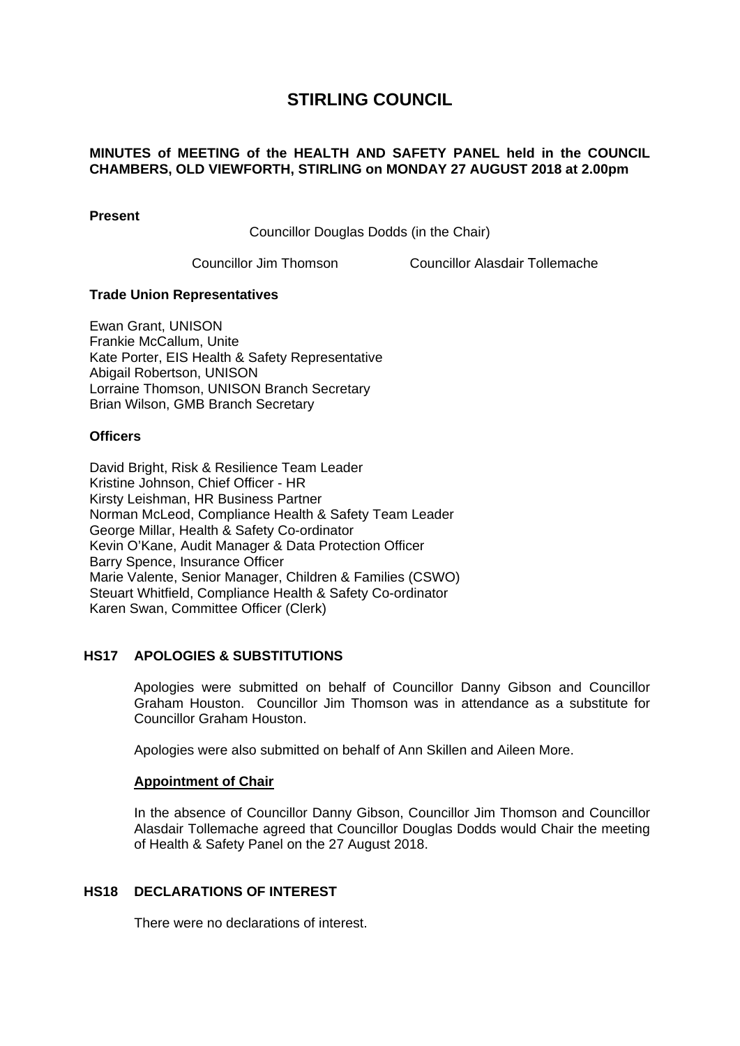# STIRLING COUNCIL

**MINUTES of MEETING of the HEALTH AND SAFETY PANEL held in the COUNCIL CHAMBERS, OLD VIEWFORTH, STIRLING on MONDAY 27 AUGUST 2018 at 2.00pm**

**Present**

Councillor Douglas Dodds (in the Chair)

Councillor Jim Thomson
Councillor Alasdair Tollemache

**Trade Union Representatives**

Ewan Grant, UNISON
Frankie McCallum, Unite
Kate Porter, EIS Health & Safety Representative
Abigail Robertson, UNISON
Lorraine Thomson, UNISON Branch Secretary
Brian Wilson, GMB Branch Secretary

**Officers**

David Bright, Risk & Resilience Team Leader
Kristine Johnson, Chief Officer - HR
Kirsty Leishman, HR Business Partner
Norman McLeod, Compliance Health & Safety Team Leader
George Millar, Health & Safety Co-ordinator
Kevin O'Kane, Audit Manager & Data Protection Officer
Barry Spence, Insurance Officer
Marie Valente, Senior Manager, Children & Families (CSWO)
Steuart Whitfield, Compliance Health & Safety Co-ordinator
Karen Swan, Committee Officer (Clerk)

## HS17 APOLOGIES & SUBSTITUTIONS

Apologies were submitted on behalf of Councillor Danny Gibson and Councillor Graham Houston. Councillor Jim Thomson was in attendance as a substitute for Councillor Graham Houston.

Apologies were also submitted on behalf of Ann Skillen and Aileen More.

**Appointment of Chair**

In the absence of Councillor Danny Gibson, Councillor Jim Thomson and Councillor Alasdair Tollemache agreed that Councillor Douglas Dodds would Chair the meeting of Health & Safety Panel on the 27 August 2018.

## HS18 DECLARATIONS OF INTEREST

There were no declarations of interest.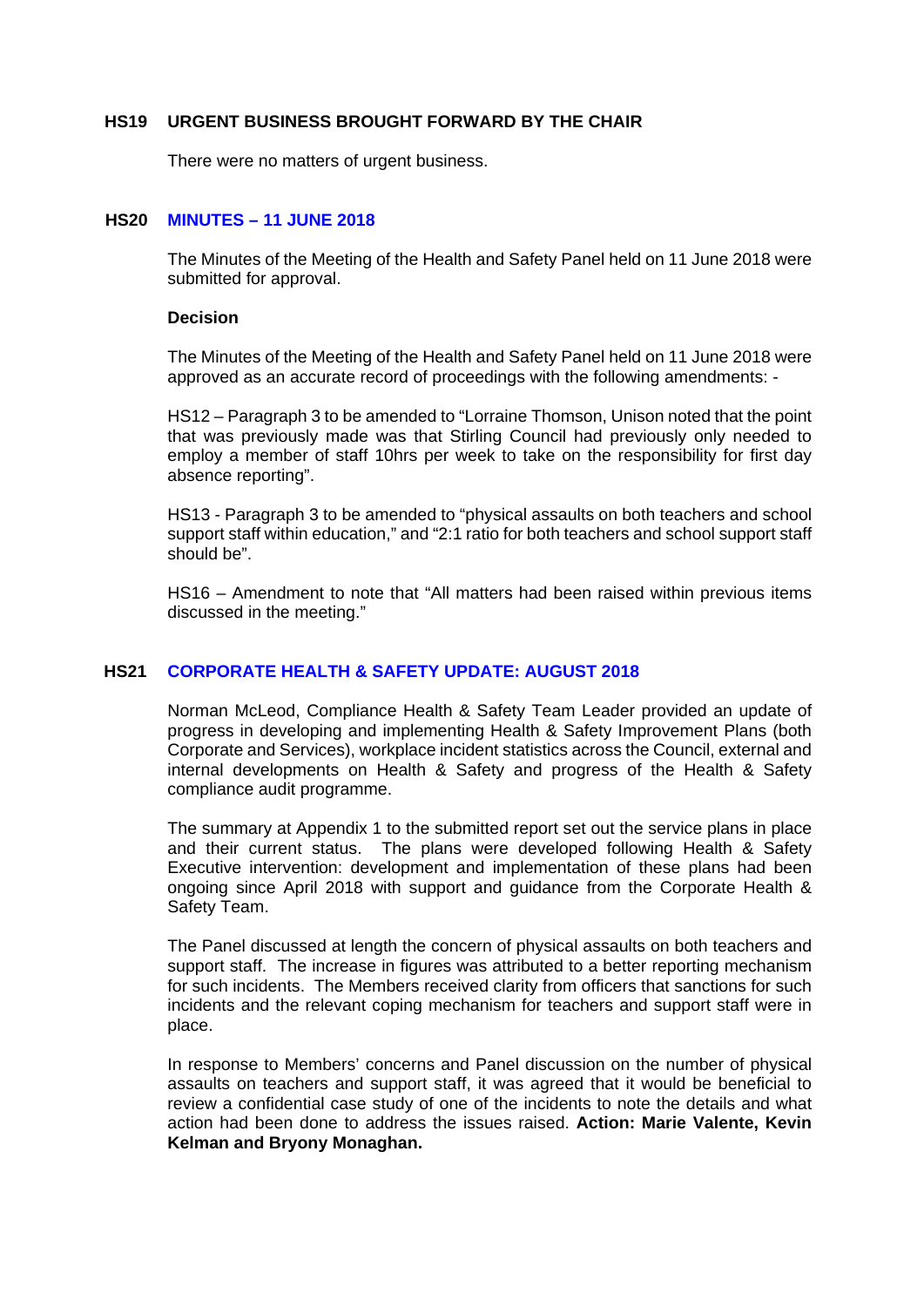## HS19 URGENT BUSINESS BROUGHT FORWARD BY THE CHAIR

There were no matters of urgent business.

## HS20 MINUTES – 11 JUNE 2018

The Minutes of the Meeting of the Health and Safety Panel held on 11 June 2018 were submitted for approval.

**Decision**

The Minutes of the Meeting of the Health and Safety Panel held on 11 June 2018 were approved as an accurate record of proceedings with the following amendments: -

HS12 – Paragraph 3 to be amended to "Lorraine Thomson, Unison noted that the point that was previously made was that Stirling Council had previously only needed to employ a member of staff 10hrs per week to take on the responsibility for first day absence reporting".

HS13 - Paragraph 3 to be amended to "physical assaults on both teachers and school support staff within education," and "2:1 ratio for both teachers and school support staff should be".

HS16 – Amendment to note that "All matters had been raised within previous items discussed in the meeting."

## HS21 CORPORATE HEALTH & SAFETY UPDATE: AUGUST 2018

Norman McLeod, Compliance Health & Safety Team Leader provided an update of progress in developing and implementing Health & Safety Improvement Plans (both Corporate and Services), workplace incident statistics across the Council, external and internal developments on Health & Safety and progress of the Health & Safety compliance audit programme.

The summary at Appendix 1 to the submitted report set out the service plans in place and their current status. The plans were developed following Health & Safety Executive intervention: development and implementation of these plans had been ongoing since April 2018 with support and guidance from the Corporate Health & Safety Team.

The Panel discussed at length the concern of physical assaults on both teachers and support staff. The increase in figures was attributed to a better reporting mechanism for such incidents. The Members received clarity from officers that sanctions for such incidents and the relevant coping mechanism for teachers and support staff were in place.

In response to Members' concerns and Panel discussion on the number of physical assaults on teachers and support staff, it was agreed that it would be beneficial to review a confidential case study of one of the incidents to note the details and what action had been done to address the issues raised. **Action: Marie Valente, Kevin Kelman and Bryony Monaghan.**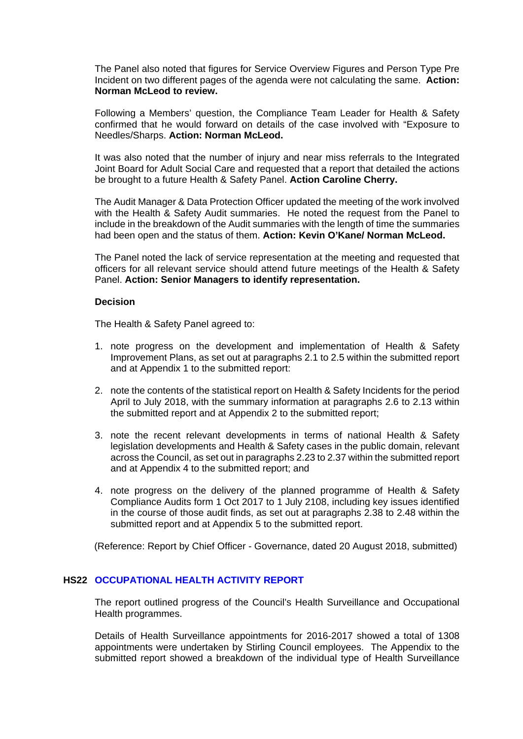The Panel also noted that figures for Service Overview Figures and Person Type Pre Incident on two different pages of the agenda were not calculating the same. **Action: Norman McLeod to review.**

Following a Members' question, the Compliance Team Leader for Health & Safety confirmed that he would forward on details of the case involved with "Exposure to Needles/Sharps. **Action: Norman McLeod.**

It was also noted that the number of injury and near miss referrals to the Integrated Joint Board for Adult Social Care and requested that a report that detailed the actions be brought to a future Health & Safety Panel. **Action Caroline Cherry.**

The Audit Manager & Data Protection Officer updated the meeting of the work involved with the Health & Safety Audit summaries. He noted the request from the Panel to include in the breakdown of the Audit summaries with the length of time the summaries had been open and the status of them. **Action: Kevin O'Kane/ Norman McLeod.**

The Panel noted the lack of service representation at the meeting and requested that officers for all relevant service should attend future meetings of the Health & Safety Panel. **Action: Senior Managers to identify representation.**

**Decision**

The Health & Safety Panel agreed to:

1. note progress on the development and implementation of Health & Safety Improvement Plans, as set out at paragraphs 2.1 to 2.5 within the submitted report and at Appendix 1 to the submitted report:
2. note the contents of the statistical report on Health & Safety Incidents for the period April to July 2018, with the summary information at paragraphs 2.6 to 2.13 within the submitted report and at Appendix 2 to the submitted report;
3. note the recent relevant developments in terms of national Health & Safety legislation developments and Health & Safety cases in the public domain, relevant across the Council, as set out in paragraphs 2.23 to 2.37 within the submitted report and at Appendix 4 to the submitted report; and
4. note progress on the delivery of the planned programme of Health & Safety Compliance Audits form 1 Oct 2017 to 1 July 2108, including key issues identified in the course of those audit finds, as set out at paragraphs 2.38 to 2.48 within the submitted report and at Appendix 5 to the submitted report.

(Reference: Report by Chief Officer - Governance, dated 20 August 2018, submitted)

## HS22 OCCUPATIONAL HEALTH ACTIVITY REPORT

The report outlined progress of the Council's Health Surveillance and Occupational Health programmes.

Details of Health Surveillance appointments for 2016-2017 showed a total of 1308 appointments were undertaken by Stirling Council employees. The Appendix to the submitted report showed a breakdown of the individual type of Health Surveillance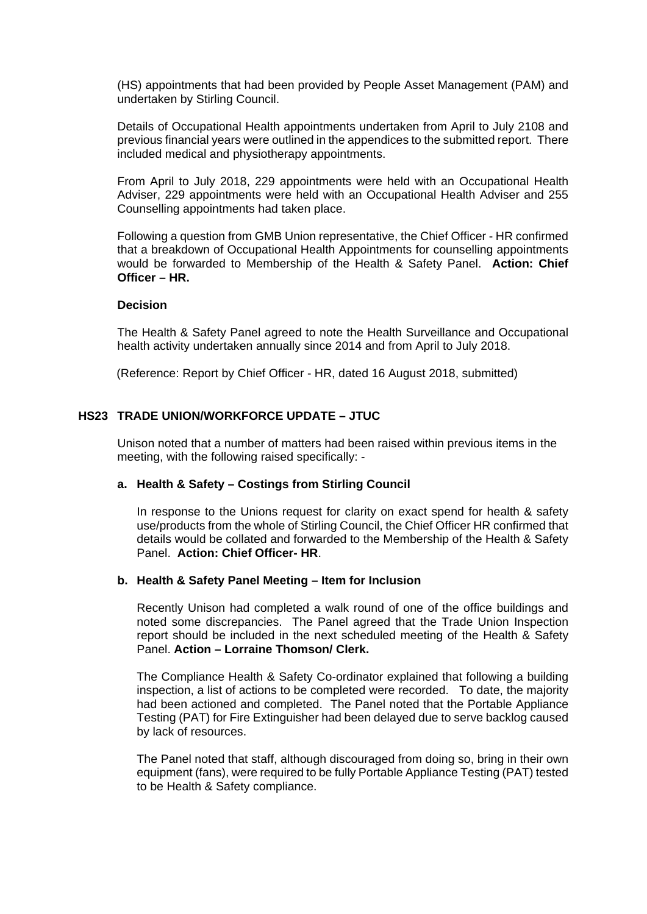(HS) appointments that had been provided by People Asset Management (PAM) and undertaken by Stirling Council.

Details of Occupational Health appointments undertaken from April to July 2108 and previous financial years were outlined in the appendices to the submitted report. There included medical and physiotherapy appointments.

From April to July 2018, 229 appointments were held with an Occupational Health Adviser, 229 appointments were held with an Occupational Health Adviser and 255 Counselling appointments had taken place.

Following a question from GMB Union representative, the Chief Officer - HR confirmed that a breakdown of Occupational Health Appointments for counselling appointments would be forwarded to Membership of the Health & Safety Panel. **Action: Chief Officer – HR.**

**Decision**

The Health & Safety Panel agreed to note the Health Surveillance and Occupational health activity undertaken annually since 2014 and from April to July 2018.

(Reference: Report by Chief Officer - HR, dated 16 August 2018, submitted)

## HS23 TRADE UNION/WORKFORCE UPDATE – JTUC

Unison noted that a number of matters had been raised within previous items in the meeting, with the following raised specifically: -

### a. Health & Safety – Costings from Stirling Council

In response to the Unions request for clarity on exact spend for health & safety use/products from the whole of Stirling Council, the Chief Officer HR confirmed that details would be collated and forwarded to the Membership of the Health & Safety Panel. **Action: Chief Officer- HR**.

### b. Health & Safety Panel Meeting – Item for Inclusion

Recently Unison had completed a walk round of one of the office buildings and noted some discrepancies. The Panel agreed that the Trade Union Inspection report should be included in the next scheduled meeting of the Health & Safety Panel. **Action – Lorraine Thomson/ Clerk.**

The Compliance Health & Safety Co-ordinator explained that following a building inspection, a list of actions to be completed were recorded. To date, the majority had been actioned and completed. The Panel noted that the Portable Appliance Testing (PAT) for Fire Extinguisher had been delayed due to serve backlog caused by lack of resources.

The Panel noted that staff, although discouraged from doing so, bring in their own equipment (fans), were required to be fully Portable Appliance Testing (PAT) tested to be Health & Safety compliance.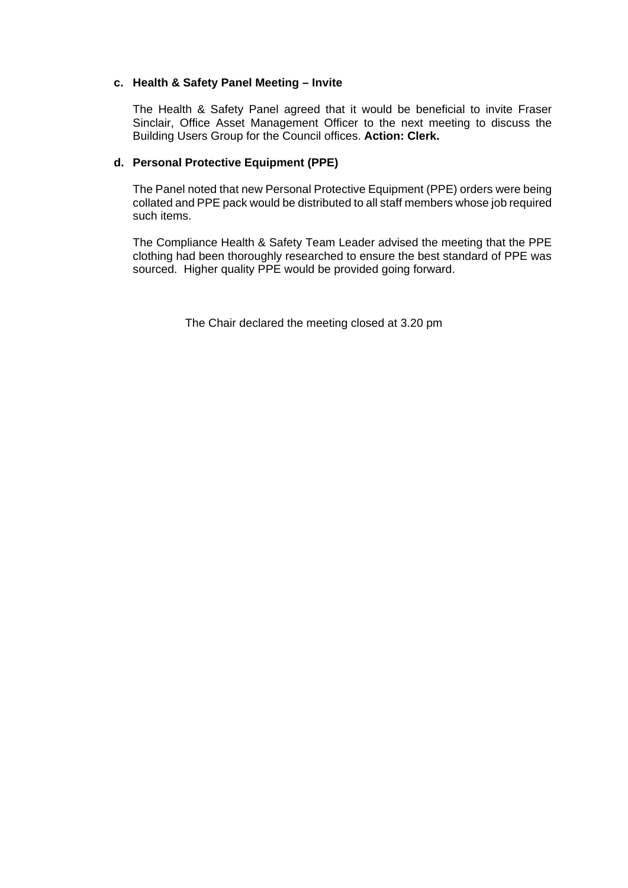**c. Health & Safety Panel Meeting – Invite**

The Health & Safety Panel agreed that it would be beneficial to invite Fraser Sinclair, Office Asset Management Officer to the next meeting to discuss the Building Users Group for the Council offices. **Action: Clerk.**

**d. Personal Protective Equipment (PPE)**

The Panel noted that new Personal Protective Equipment (PPE) orders were being collated and PPE pack would be distributed to all staff members whose job required such items.

The Compliance Health & Safety Team Leader advised the meeting that the PPE clothing had been thoroughly researched to ensure the best standard of PPE was sourced. Higher quality PPE would be provided going forward.

The Chair declared the meeting closed at 3.20 pm